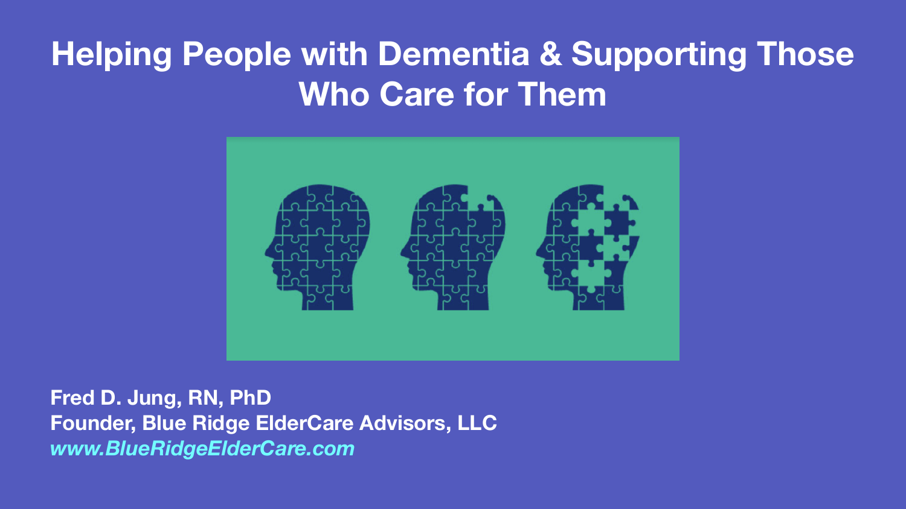# Helping People with Dementia & Supporting Those Who Care for Them

**Fred D. Jung, RN, PhD**
**Founder, Blue Ridge ElderCare Advisors, LLC**
***www.BlueRidgeElderCare.com***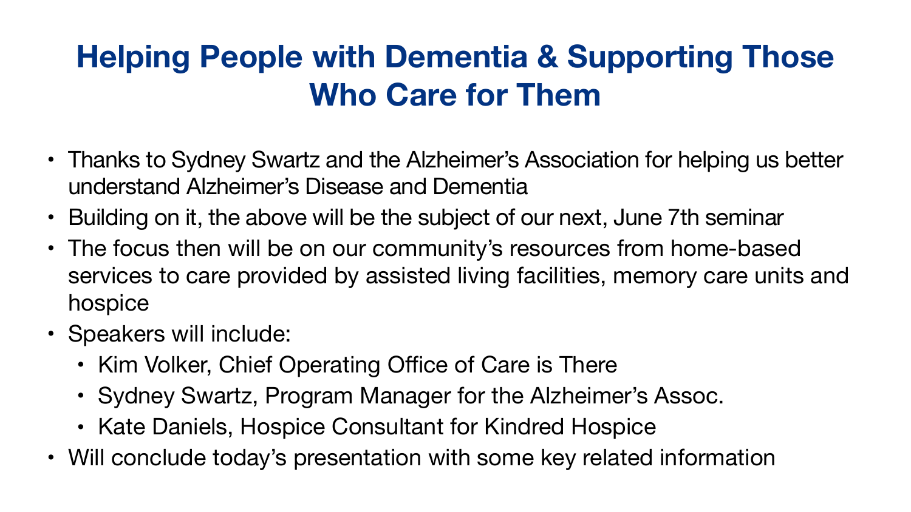# Helping People with Dementia & Supporting Those Who Care for Them

- Thanks to Sydney Swartz and the Alzheimer's Association for helping us better understand Alzheimer's Disease and Dementia
- Building on it, the above will be the subject of our next, June 7th seminar
- The focus then will be on our community's resources from home-based services to care provided by assisted living facilities, memory care units and hospice
- Speakers will include:
  - Kim Volker, Chief Operating Office of Care is There
  - Sydney Swartz, Program Manager for the Alzheimer's Assoc.
  - Kate Daniels, Hospice Consultant for Kindred Hospice
- Will conclude today's presentation with some key related information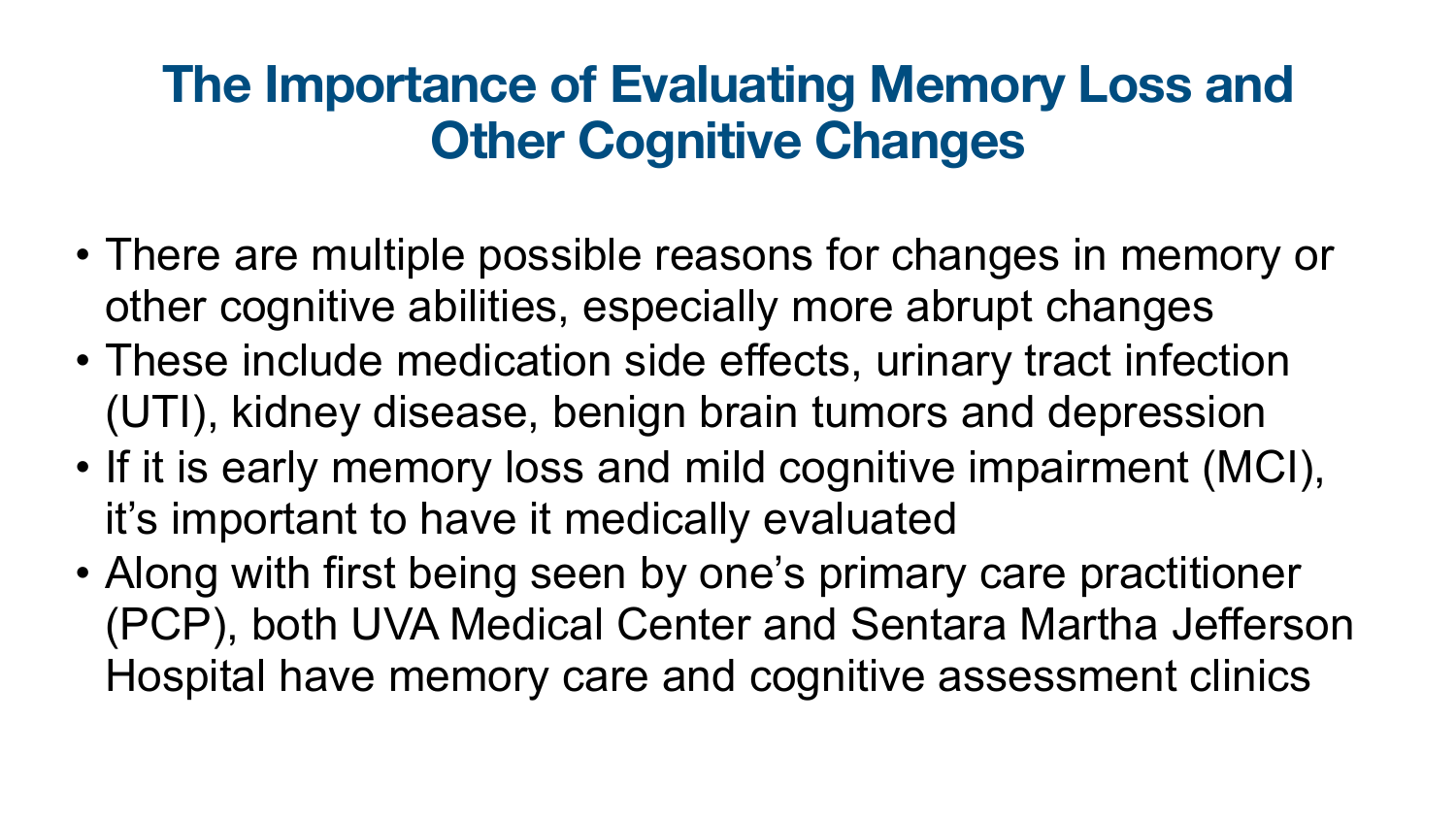# The Importance of Evaluating Memory Loss and Other Cognitive Changes

- There are multiple possible reasons for changes in memory or other cognitive abilities, especially more abrupt changes
- These include medication side effects, urinary tract infection (UTI), kidney disease, benign brain tumors and depression
- If it is early memory loss and mild cognitive impairment (MCI), it's important to have it medically evaluated
- Along with first being seen by one's primary care practitioner (PCP), both UVA Medical Center and Sentara Martha Jefferson Hospital have memory care and cognitive assessment clinics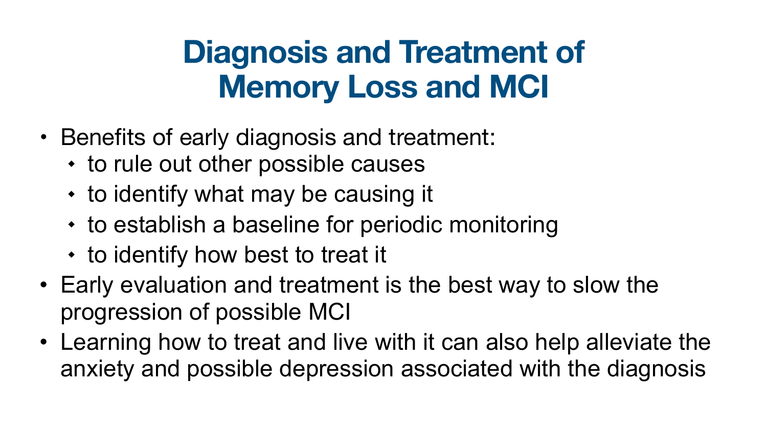# Diagnosis and Treatment of Memory Loss and MCI

- Benefits of early diagnosis and treatment:
  - to rule out other possible causes
  - to identify what may be causing it
  - to establish a baseline for periodic monitoring
  - to identify how best to treat it
- Early evaluation and treatment is the best way to slow the progression of possible MCI
- Learning how to treat and live with it can also help alleviate the anxiety and possible depression associated with the diagnosis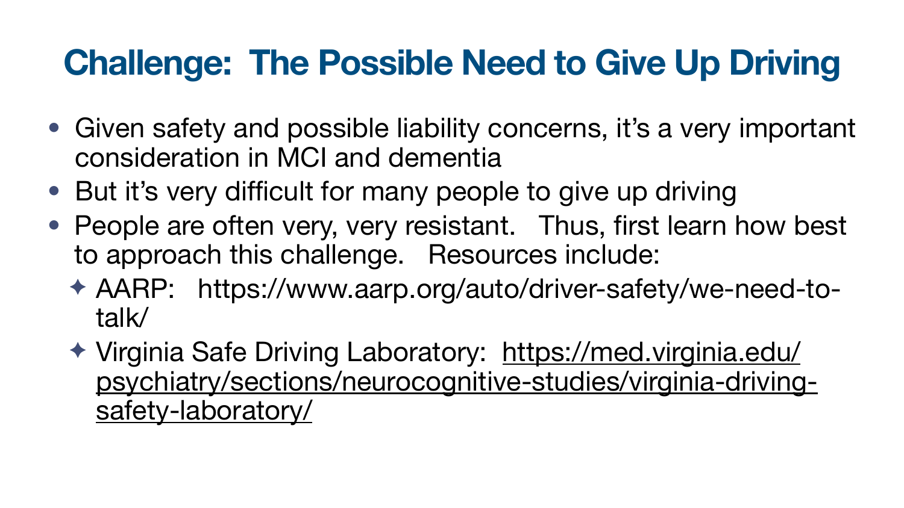# Challenge: The Possible Need to Give Up Driving

- Given safety and possible liability concerns, it's a very important consideration in MCI and dementia
- But it's very difficult for many people to give up driving
- People are often very, very resistant. Thus, first learn how best to approach this challenge. Resources include:
  - AARP: https://www.aarp.org/auto/driver-safety/we-need-to-talk/
  - Virginia Safe Driving Laboratory: https://med.virginia.edu/psychiatry/sections/neurocognitive-studies/virginia-driving-safety-laboratory/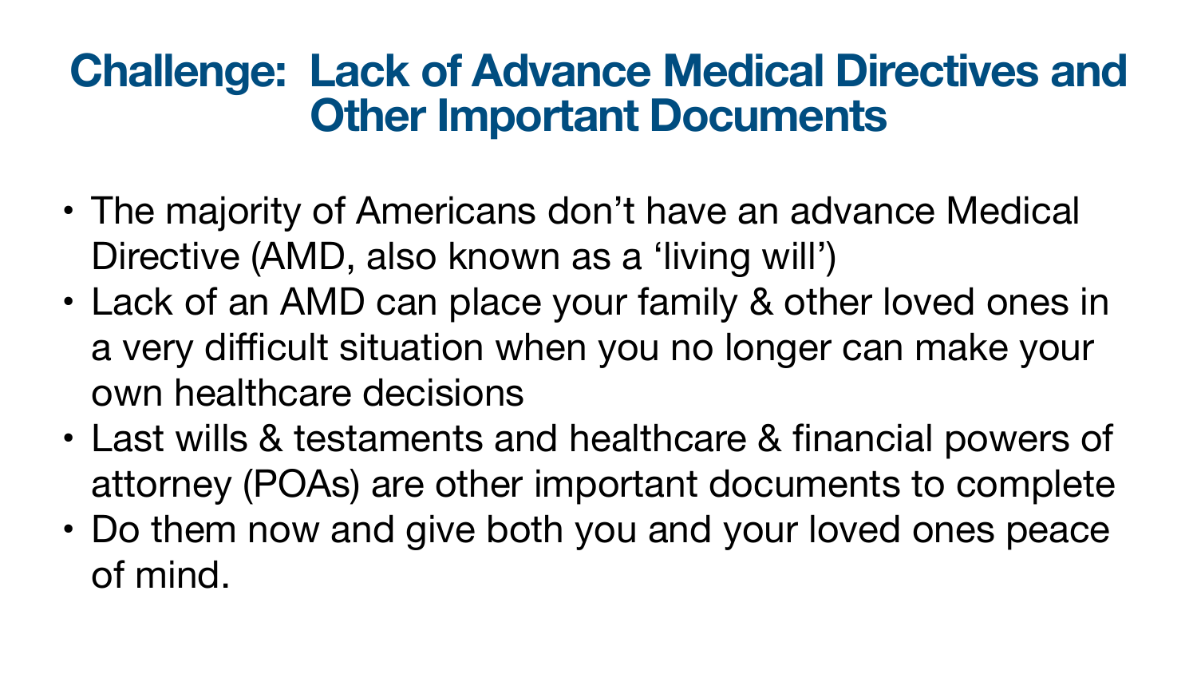# Challenge: Lack of Advance Medical Directives and Other Important Documents

- The majority of Americans don’t have an advance Medical Directive (AMD, also known as a ‘living will’)
- Lack of an AMD can place your family & other loved ones in a very difficult situation when you no longer can make your own healthcare decisions
- Last wills & testaments and healthcare & financial powers of attorney (POAs) are other important documents to complete
- Do them now and give both you and your loved ones peace of mind.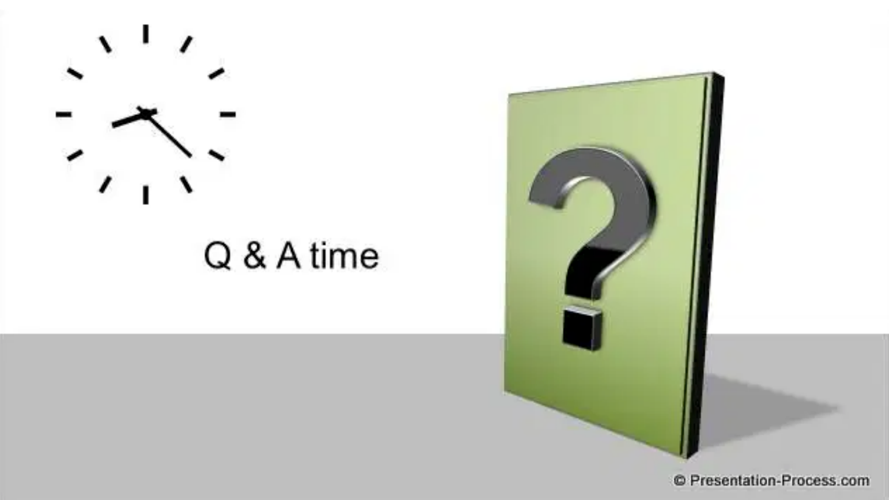Q & A time

© Presentation-Process.com